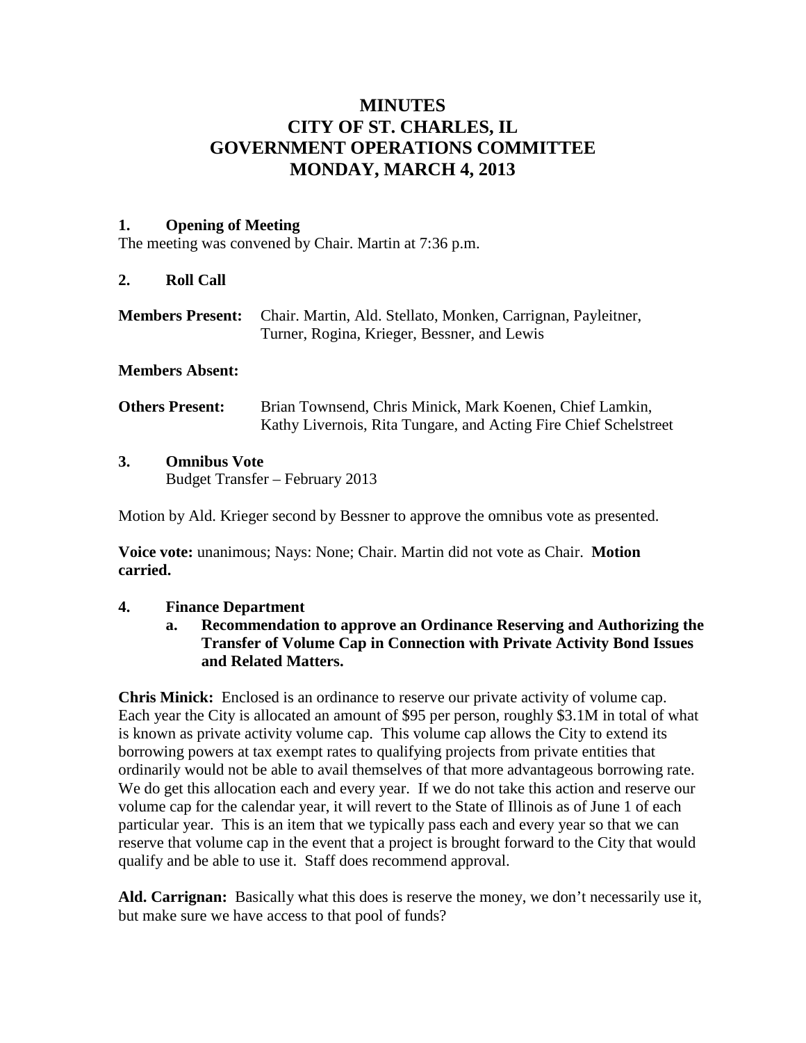# MINUTES
# CITY OF ST. CHARLES, IL
# GOVERNMENT OPERATIONS COMMITTEE
# MONDAY, MARCH 4, 2013

## 1. Opening of Meeting

The meeting was convened by Chair. Martin at 7:36 p.m.

## 2. Roll Call

**Members Present:** Chair. Martin, Ald. Stellato, Monken, Carrignan, Payleitner, Turner, Rogina, Krieger, Bessner, and Lewis

**Members Absent:**

**Others Present:** Brian Townsend, Chris Minick, Mark Koenen, Chief Lamkin, Kathy Livernois, Rita Tungare, and Acting Fire Chief Schelstreet

## 3. Omnibus Vote

Budget Transfer – February 2013

Motion by Ald. Krieger second by Bessner to approve the omnibus vote as presented.

**Voice vote:** unanimous; Nays: None; Chair. Martin did not vote as Chair. **Motion carried.**

## 4. Finance Department

**a. Recommendation to approve an Ordinance Reserving and Authorizing the Transfer of Volume Cap in Connection with Private Activity Bond Issues and Related Matters.**

**Chris Minick:** Enclosed is an ordinance to reserve our private activity of volume cap. Each year the City is allocated an amount of $95 per person, roughly $3.1M in total of what is known as private activity volume cap. This volume cap allows the City to extend its borrowing powers at tax exempt rates to qualifying projects from private entities that ordinarily would not be able to avail themselves of that more advantageous borrowing rate. We do get this allocation each and every year. If we do not take this action and reserve our volume cap for the calendar year, it will revert to the State of Illinois as of June 1 of each particular year. This is an item that we typically pass each and every year so that we can reserve that volume cap in the event that a project is brought forward to the City that would qualify and be able to use it. Staff does recommend approval.

**Ald. Carrignan:** Basically what this does is reserve the money, we don't necessarily use it, but make sure we have access to that pool of funds?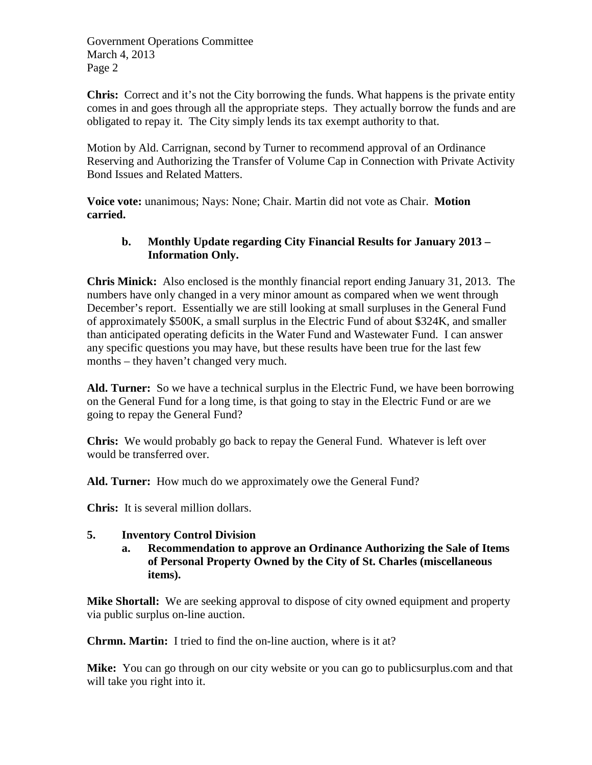**Chris:** Correct and it's not the City borrowing the funds. What happens is the private entity comes in and goes through all the appropriate steps. They actually borrow the funds and are obligated to repay it. The City simply lends its tax exempt authority to that.

Motion by Ald. Carrignan, second by Turner to recommend approval of an Ordinance Reserving and Authorizing the Transfer of Volume Cap in Connection with Private Activity Bond Issues and Related Matters.

**Voice vote:** unanimous; Nays: None; Chair. Martin did not vote as Chair. **Motion carried.**

**b. Monthly Update regarding City Financial Results for January 2013 – Information Only.**

**Chris Minick:** Also enclosed is the monthly financial report ending January 31, 2013. The numbers have only changed in a very minor amount as compared when we went through December's report. Essentially we are still looking at small surpluses in the General Fund of approximately $500K, a small surplus in the Electric Fund of about $324K, and smaller than anticipated operating deficits in the Water Fund and Wastewater Fund. I can answer any specific questions you may have, but these results have been true for the last few months – they haven't changed very much.

**Ald. Turner:** So we have a technical surplus in the Electric Fund, we have been borrowing on the General Fund for a long time, is that going to stay in the Electric Fund or are we going to repay the General Fund?

**Chris:** We would probably go back to repay the General Fund. Whatever is left over would be transferred over.

**Ald. Turner:** How much do we approximately owe the General Fund?

**Chris:** It is several million dollars.

**5. Inventory Control Division**

**a. Recommendation to approve an Ordinance Authorizing the Sale of Items of Personal Property Owned by the City of St. Charles (miscellaneous items).**

**Mike Shortall:** We are seeking approval to dispose of city owned equipment and property via public surplus on-line auction.

**Chrmn. Martin:** I tried to find the on-line auction, where is it at?

**Mike:** You can go through on our city website or you can go to publicsurplus.com and that will take you right into it.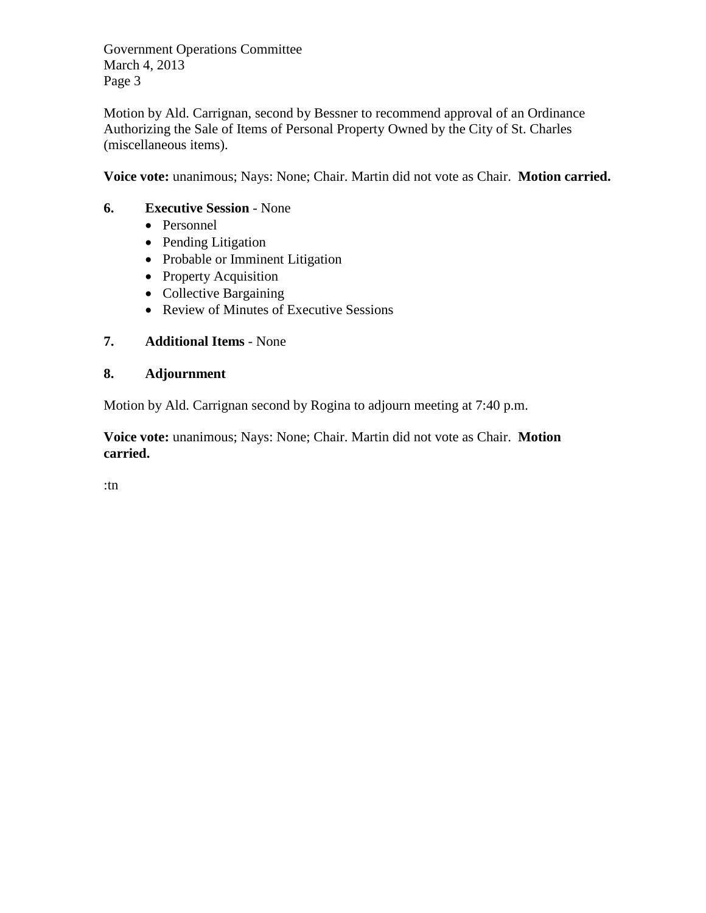Motion by Ald. Carrignan, second by Bessner to recommend approval of an Ordinance Authorizing the Sale of Items of Personal Property Owned by the City of St. Charles (miscellaneous items).

**Voice vote:** unanimous; Nays: None; Chair. Martin did not vote as Chair. **Motion carried.**

**6. Executive Session** - None

- Personnel
- Pending Litigation
- Probable or Imminent Litigation
- Property Acquisition
- Collective Bargaining
- Review of Minutes of Executive Sessions

**7. Additional Items** - None

**8. Adjournment**

Motion by Ald. Carrignan second by Rogina to adjourn meeting at 7:40 p.m.

**Voice vote:** unanimous; Nays: None; Chair. Martin did not vote as Chair. **Motion carried.**

:tn